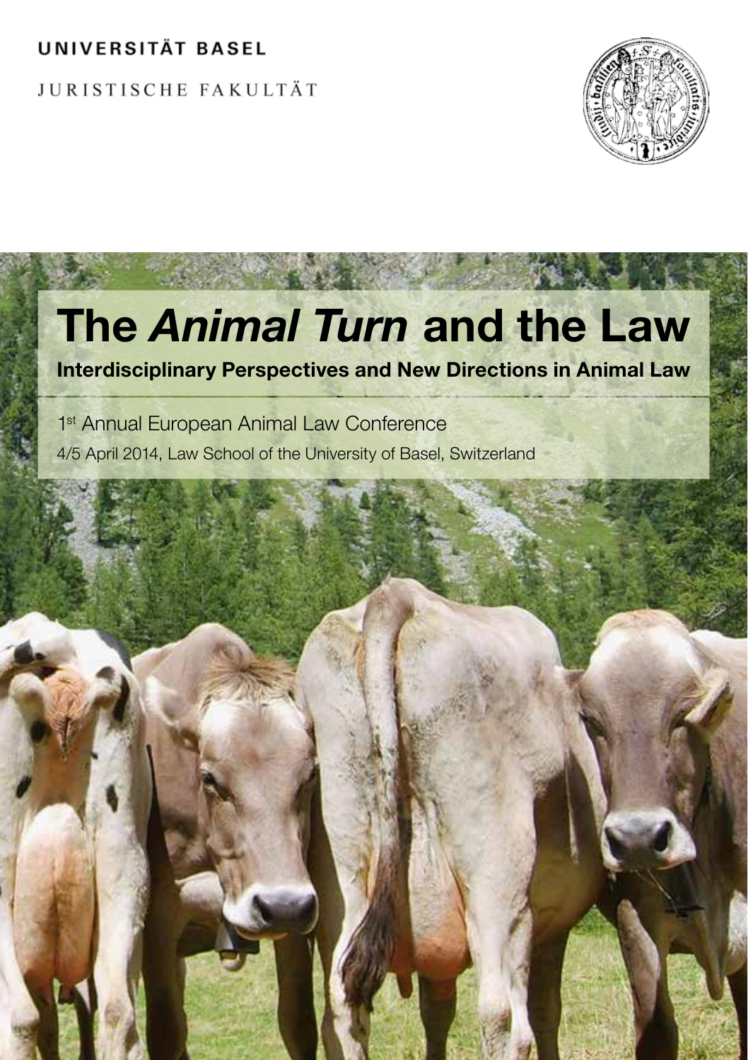UNIVERSITÄT BASEL

JURISTISCHE FAKULTÄT

# The *Animal Turn* and the Law

**Interdisciplinary Perspectives and New Directions in Animal Law**

1st Annual European Animal Law Conference

4/5 April 2014, Law School of the University of Basel, Switzerland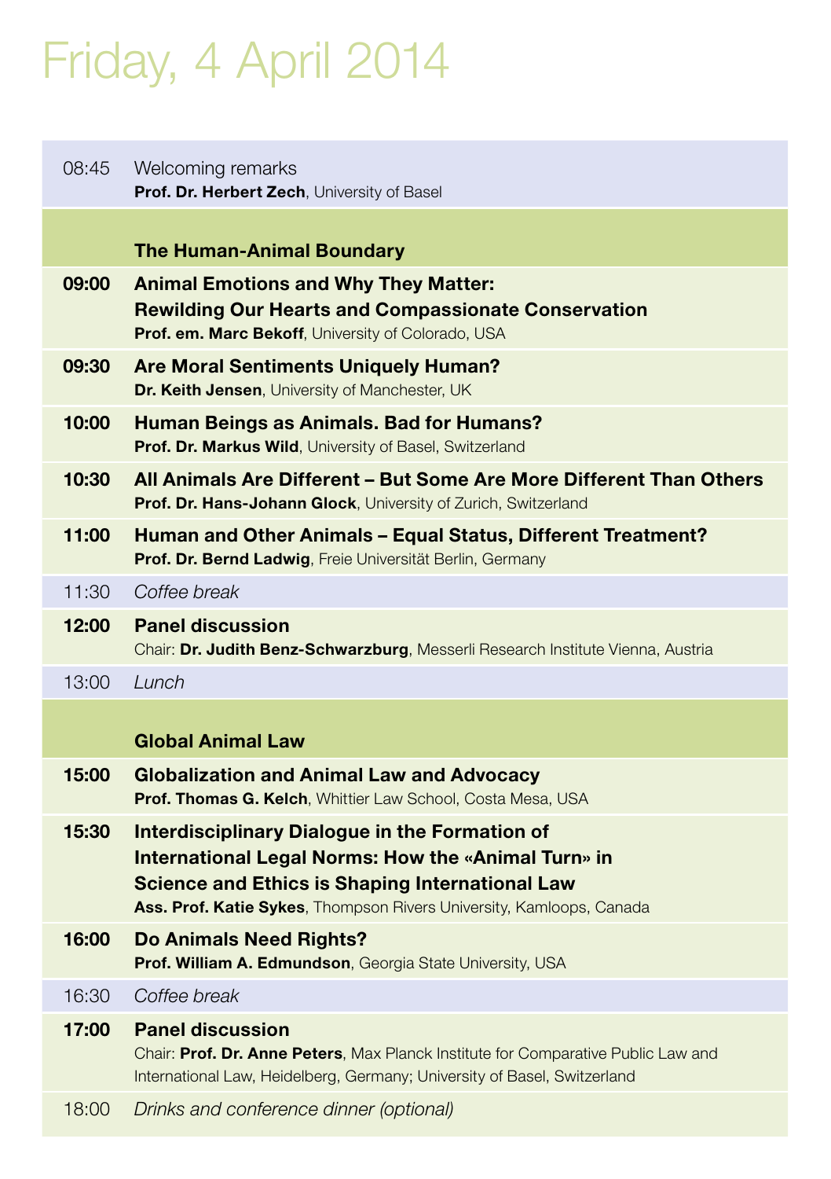# Friday, 4 April 2014

| | |
|---|---|
| 08:45 | Welcoming remarks<br>**Prof. Dr. Herbert Zech**, University of Basel |
| | **The Human-Animal Boundary** |
| **09:00** | **Animal Emotions and Why They Matter: Rewilding Our Hearts and Compassionate Conservation**<br>**Prof. em. Marc Bekoff**, University of Colorado, USA |
| **09:30** | **Are Moral Sentiments Uniquely Human?**<br>**Dr. Keith Jensen**, University of Manchester, UK |
| **10:00** | **Human Beings as Animals. Bad for Humans?**<br>**Prof. Dr. Markus Wild**, University of Basel, Switzerland |
| **10:30** | **All Animals Are Different – But Some Are More Different Than Others**<br>**Prof. Dr. Hans-Johann Glock**, University of Zurich, Switzerland |
| **11:00** | **Human and Other Animals – Equal Status, Different Treatment?**<br>**Prof. Dr. Bernd Ladwig**, Freie Universität Berlin, Germany |
| 11:30 | *Coffee break* |
| **12:00** | **Panel discussion**<br>Chair: **Dr. Judith Benz-Schwarzburg**, Messerli Research Institute Vienna, Austria |
| 13:00 | *Lunch* |
| | **Global Animal Law** |
| **15:00** | **Globalization and Animal Law and Advocacy**<br>**Prof. Thomas G. Kelch**, Whittier Law School, Costa Mesa, USA |
| **15:30** | **Interdisciplinary Dialogue in the Formation of International Legal Norms: How the «Animal Turn» in Science and Ethics is Shaping International Law**<br>**Ass. Prof. Katie Sykes**, Thompson Rivers University, Kamloops, Canada |
| **16:00** | **Do Animals Need Rights?**<br>**Prof. William A. Edmundson**, Georgia State University, USA |
| 16:30 | *Coffee break* |
| **17:00** | **Panel discussion**<br>Chair: **Prof. Dr. Anne Peters**, Max Planck Institute for Comparative Public Law and International Law, Heidelberg, Germany; University of Basel, Switzerland |
| 18:00 | *Drinks and conference dinner (optional)* |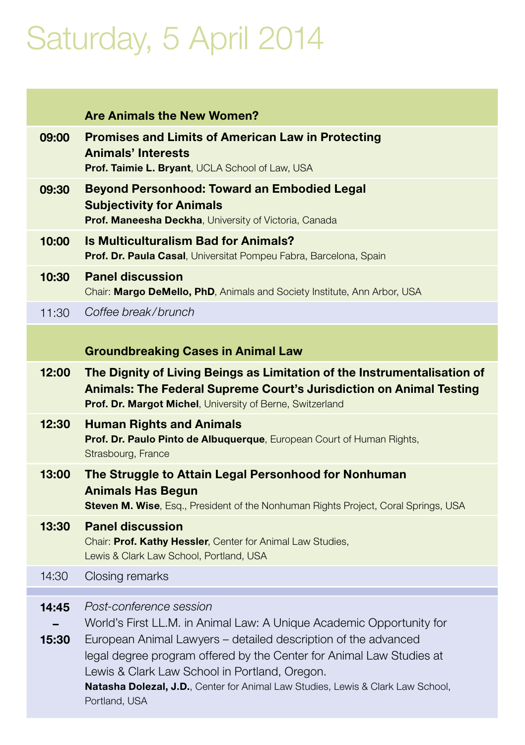# Saturday, 5 April 2014

## Are Animals the New Women?

**09:00** **Promises and Limits of American Law in Protecting Animals' Interests**
**Prof. Taimie L. Bryant**, UCLA School of Law, USA

**09:30** **Beyond Personhood: Toward an Embodied Legal Subjectivity for Animals**
**Prof. Maneesha Deckha**, University of Victoria, Canada

**10:00** **Is Multiculturalism Bad for Animals?**
**Prof. Dr. Paula Casal**, Universitat Pompeu Fabra, Barcelona, Spain

**10:30** **Panel discussion**
Chair: **Margo DeMello, PhD**, Animals and Society Institute, Ann Arbor, USA

11:30 *Coffee break/brunch*

## Groundbreaking Cases in Animal Law

**12:00** **The Dignity of Living Beings as Limitation of the Instrumentalisation of Animals: The Federal Supreme Court's Jurisdiction on Animal Testing**
**Prof. Dr. Margot Michel**, University of Berne, Switzerland

**12:30** **Human Rights and Animals**
**Prof. Dr. Paulo Pinto de Albuquerque**, European Court of Human Rights, Strasbourg, France

**13:00** **The Struggle to Attain Legal Personhood for Nonhuman Animals Has Begun**
**Steven M. Wise**, Esq., President of the Nonhuman Rights Project, Coral Springs, USA

**13:30** **Panel discussion**
Chair: **Prof. Kathy Hessler**, Center for Animal Law Studies, Lewis & Clark Law School, Portland, USA

14:30 Closing remarks

**14:45 – 15:30** *Post-conference session*
World's First LL.M. in Animal Law: A Unique Academic Opportunity for European Animal Lawyers – detailed description of the advanced legal degree program offered by the Center for Animal Law Studies at Lewis & Clark Law School in Portland, Oregon.
**Natasha Dolezal, J.D.**, Center for Animal Law Studies, Lewis & Clark Law School, Portland, USA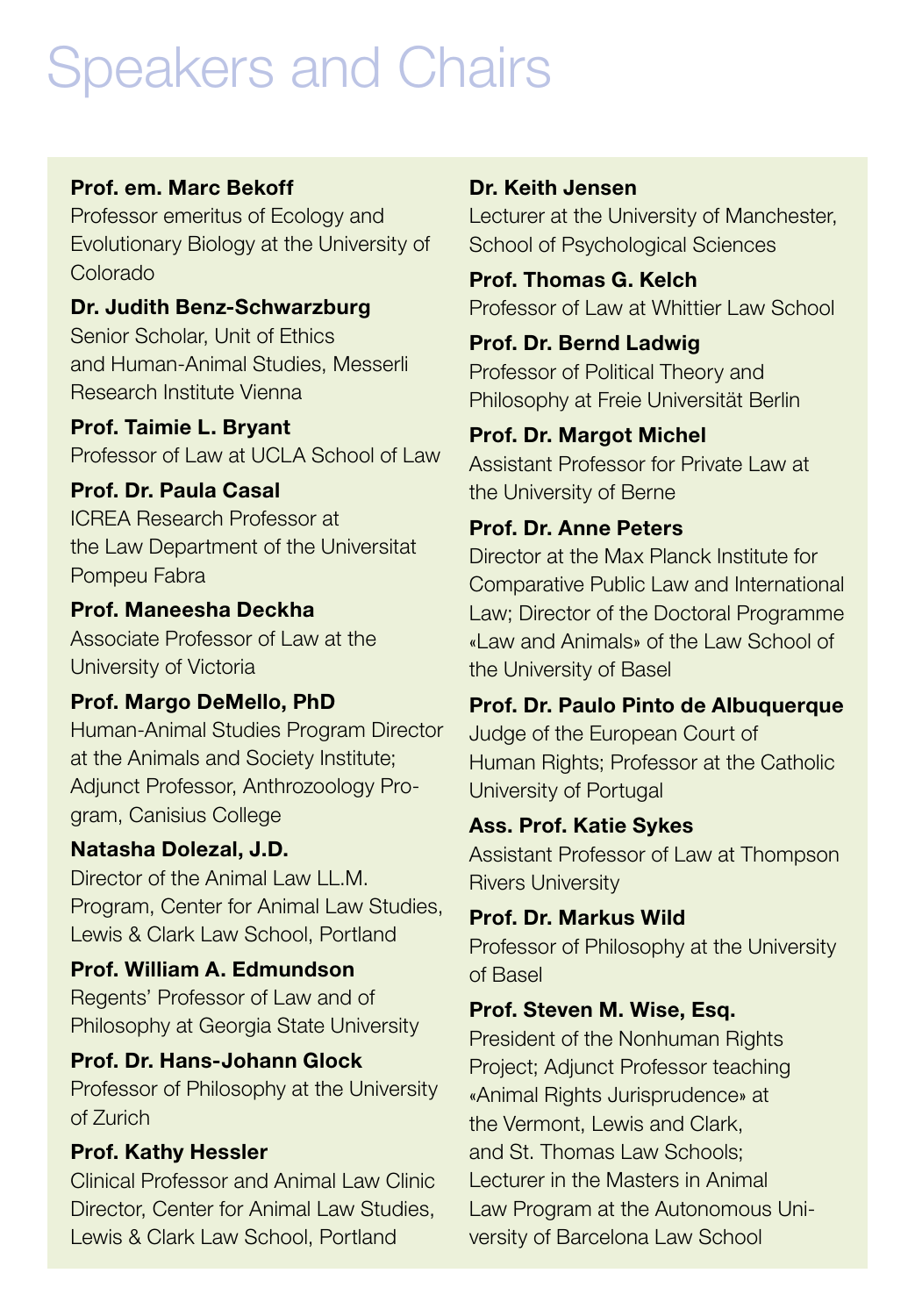# Speakers and Chairs

**Prof. em. Marc Bekoff**
Professor emeritus of Ecology and Evolutionary Biology at the University of Colorado

**Dr. Judith Benz-Schwarzburg**
Senior Scholar, Unit of Ethics and Human-Animal Studies, Messerli Research Institute Vienna

**Prof. Taimie L. Bryant**
Professor of Law at UCLA School of Law

**Prof. Dr. Paula Casal**
ICREA Research Professor at the Law Department of the Universitat Pompeu Fabra

**Prof. Maneesha Deckha**
Associate Professor of Law at the University of Victoria

**Prof. Margo DeMello, PhD**
Human-Animal Studies Program Director at the Animals and Society Institute; Adjunct Professor, Anthrozoology Program, Canisius College

**Natasha Dolezal, J.D.**
Director of the Animal Law LL.M. Program, Center for Animal Law Studies, Lewis & Clark Law School, Portland

**Prof. William A. Edmundson**
Regents' Professor of Law and of Philosophy at Georgia State University

**Prof. Dr. Hans-Johann Glock**
Professor of Philosophy at the University of Zurich

**Prof. Kathy Hessler**
Clinical Professor and Animal Law Clinic Director, Center for Animal Law Studies, Lewis & Clark Law School, Portland

**Dr. Keith Jensen**
Lecturer at the University of Manchester, School of Psychological Sciences

**Prof. Thomas G. Kelch**
Professor of Law at Whittier Law School

**Prof. Dr. Bernd Ladwig**
Professor of Political Theory and Philosophy at Freie Universität Berlin

**Prof. Dr. Margot Michel**
Assistant Professor for Private Law at the University of Berne

**Prof. Dr. Anne Peters**
Director at the Max Planck Institute for Comparative Public Law and International Law; Director of the Doctoral Programme «Law and Animals» of the Law School of the University of Basel

**Prof. Dr. Paulo Pinto de Albuquerque**
Judge of the European Court of Human Rights; Professor at the Catholic University of Portugal

**Ass. Prof. Katie Sykes**
Assistant Professor of Law at Thompson Rivers University

**Prof. Dr. Markus Wild**
Professor of Philosophy at the University of Basel

**Prof. Steven M. Wise, Esq.**
President of the Nonhuman Rights Project; Adjunct Professor teaching «Animal Rights Jurisprudence» at the Vermont, Lewis and Clark, and St. Thomas Law Schools; Lecturer in the Masters in Animal Law Program at the Autonomous University of Barcelona Law School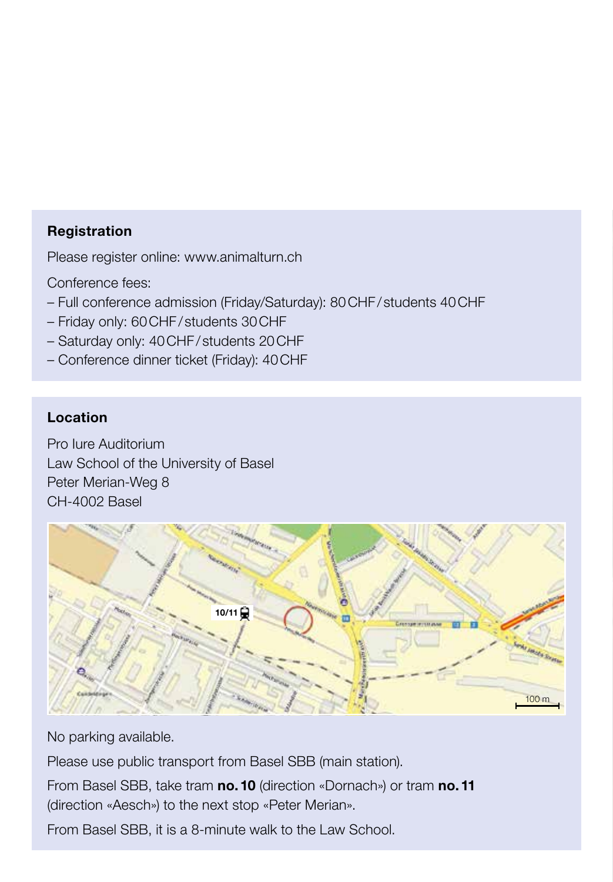## Registration

Please register online: www.animalturn.ch

Conference fees:

- Full conference admission (Friday/Saturday): 80 CHF / students 40 CHF
- Friday only: 60 CHF / students 30 CHF
- Saturday only: 40 CHF / students 20 CHF
- Conference dinner ticket (Friday): 40 CHF

## Location

Pro Iure Auditorium
Law School of the University of Basel
Peter Merian-Weg 8
CH-4002 Basel

No parking available.

Please use public transport from Basel SBB (main station).

From Basel SBB, take tram **no. 10** (direction «Dornach») or tram **no. 11** (direction «Aesch») to the next stop «Peter Merian».

From Basel SBB, it is a 8-minute walk to the Law School.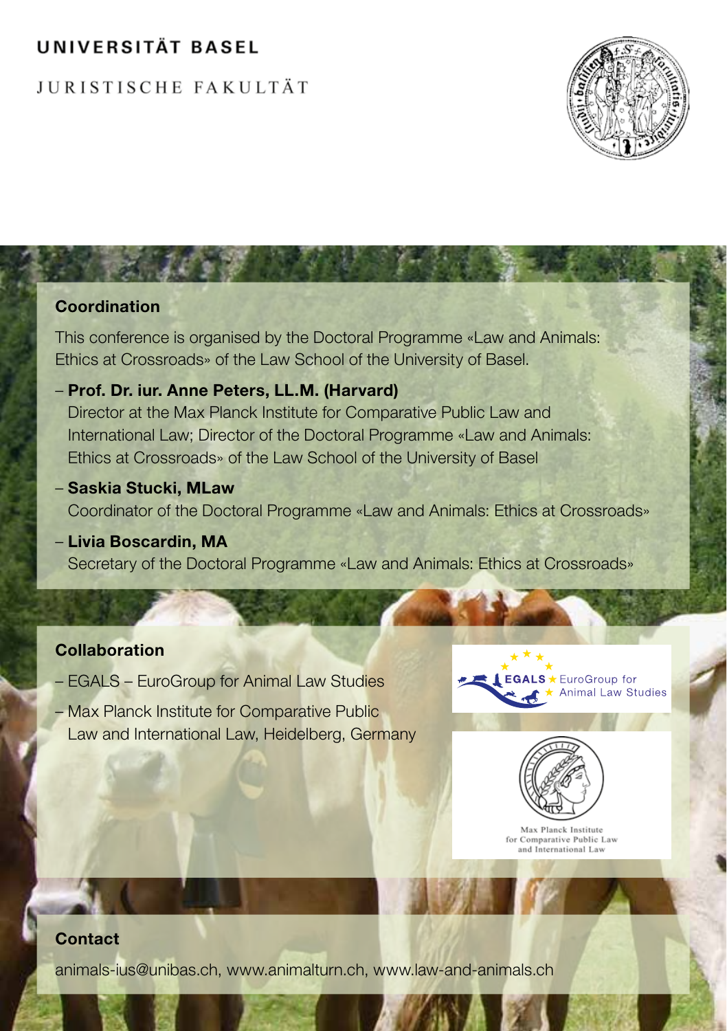UNIVERSITÄT BASEL

JURISTISCHE FAKULTÄT

## Coordination

This conference is organised by the Doctoral Programme «Law and Animals: Ethics at Crossroads» of the Law School of the University of Basel.

- **Prof. Dr. iur. Anne Peters, LL.M. (Harvard)**
  Director at the Max Planck Institute for Comparative Public Law and International Law; Director of the Doctoral Programme «Law and Animals: Ethics at Crossroads» of the Law School of the University of Basel
- **Saskia Stucki, MLaw**
  Coordinator of the Doctoral Programme «Law and Animals: Ethics at Crossroads»
- **Livia Boscardin, MA**
  Secretary of the Doctoral Programme «Law and Animals: Ethics at Crossroads»

## Collaboration

- EGALS – EuroGroup for Animal Law Studies
- Max Planck Institute for Comparative Public Law and International Law, Heidelberg, Germany

EGALS EuroGroup for Animal Law Studies

Max Planck Institute for Comparative Public Law and International Law

## Contact

animals-ius@unibas.ch, www.animalturn.ch, www.law-and-animals.ch